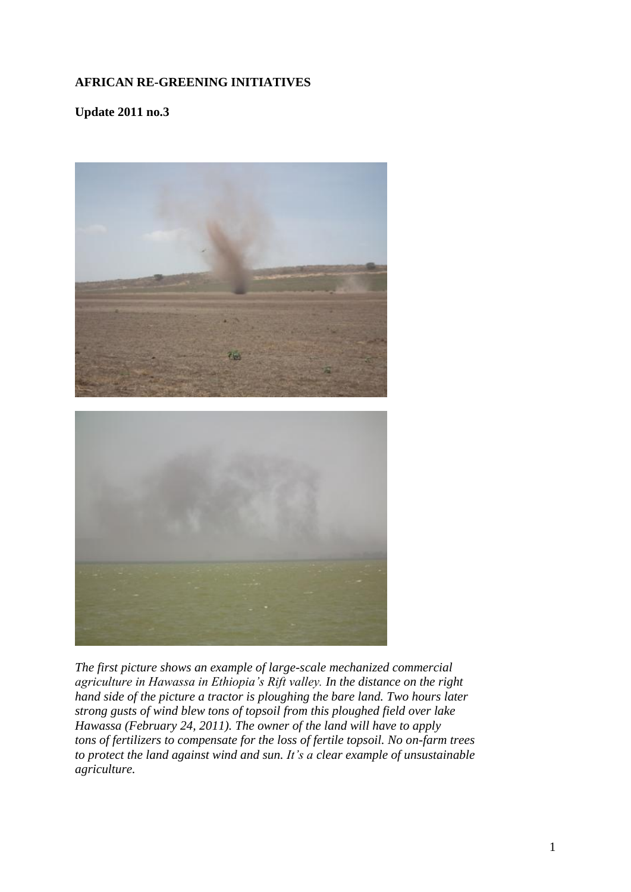**AFRICAN RE-GREENING INITIATIVES**

**Update 2011 no.3**

*The first picture shows an example of large-scale mechanized commercial agriculture in Hawassa in Ethiopia's Rift valley. In the distance on the right hand side of the picture a tractor is ploughing the bare land. Two hours later strong gusts of wind blew tons of topsoil from this ploughed field over lake Hawassa (February 24, 2011). The owner of the land will have to apply tons of fertilizers to compensate for the loss of fertile topsoil. No on-farm trees to protect the land against wind and sun. It's a clear example of unsustainable agriculture.*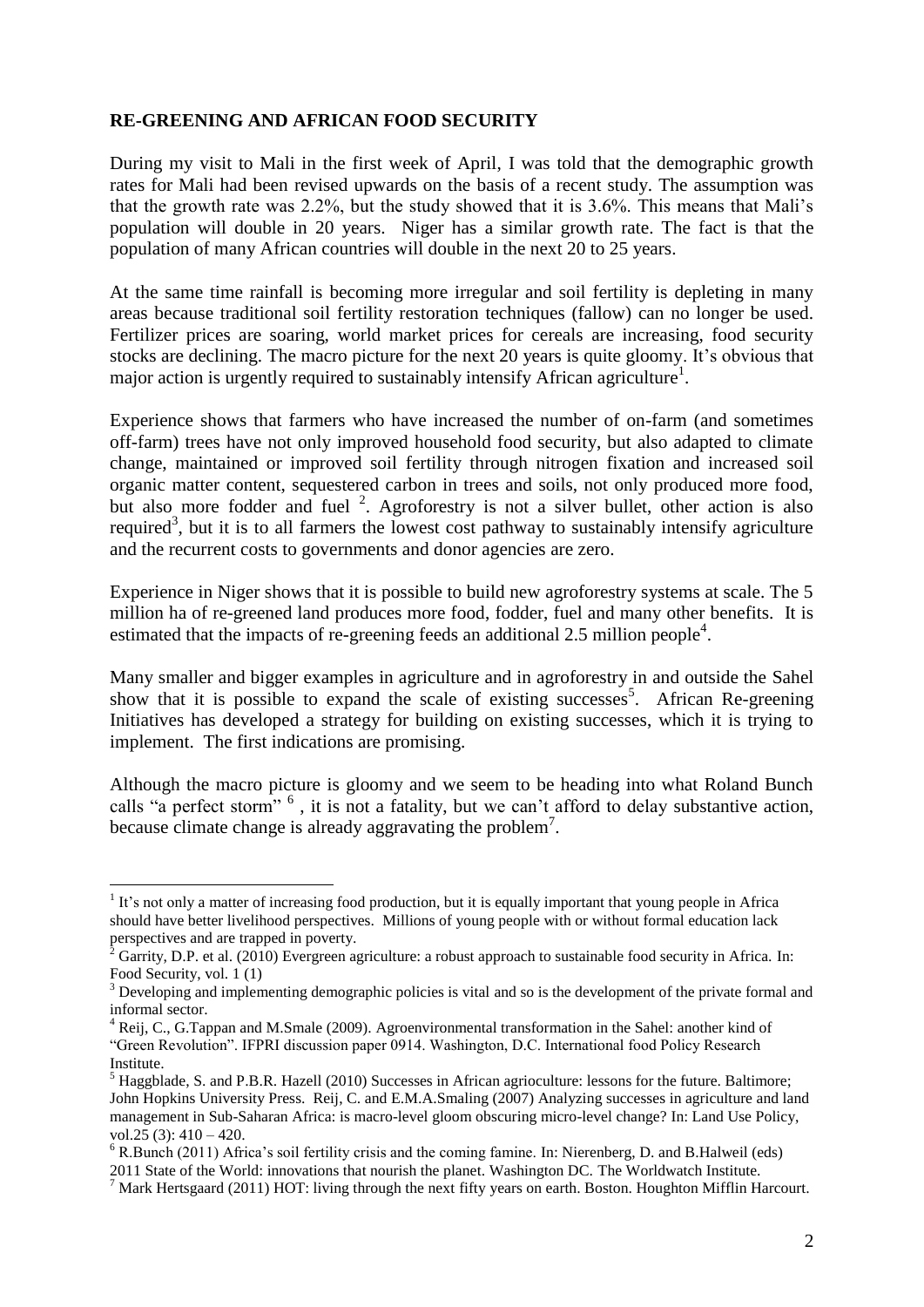**RE-GREENING AND AFRICAN FOOD SECURITY**

During my visit to Mali in the first week of April, I was told that the demographic growth rates for Mali had been revised upwards on the basis of a recent study. The assumption was that the growth rate was 2.2%, but the study showed that it is 3.6%. This means that Mali's population will double in 20 years. Niger has a similar growth rate. The fact is that the population of many African countries will double in the next 20 to 25 years.

At the same time rainfall is becoming more irregular and soil fertility is depleting in many areas because traditional soil fertility restoration techniques (fallow) can no longer be used. Fertilizer prices are soaring, world market prices for cereals are increasing, food security stocks are declining. The macro picture for the next 20 years is quite gloomy. It's obvious that major action is urgently required to sustainably intensify African agriculture[1].

Experience shows that farmers who have increased the number of on-farm (and sometimes off-farm) trees have not only improved household food security, but also adapted to climate change, maintained or improved soil fertility through nitrogen fixation and increased soil organic matter content, sequestered carbon in trees and soils, not only produced more food, but also more fodder and fuel [2]. Agroforestry is not a silver bullet, other action is also required[3], but it is to all farmers the lowest cost pathway to sustainably intensify agriculture and the recurrent costs to governments and donor agencies are zero.

Experience in Niger shows that it is possible to build new agroforestry systems at scale. The 5 million ha of re-greened land produces more food, fodder, fuel and many other benefits. It is estimated that the impacts of re-greening feeds an additional 2.5 million people[4].

Many smaller and bigger examples in agriculture and in agroforestry in and outside the Sahel show that it is possible to expand the scale of existing successes[5]. African Re-greening Initiatives has developed a strategy for building on existing successes, which it is trying to implement. The first indications are promising.

Although the macro picture is gloomy and we seem to be heading into what Roland Bunch calls "a perfect storm" [6], it is not a fatality, but we can't afford to delay substantive action, because climate change is already aggravating the problem[7].

---

[1] It's not only a matter of increasing food production, but it is equally important that young people in Africa should have better livelihood perspectives. Millions of young people with or without formal education lack perspectives and are trapped in poverty.

[2] Garrity, D.P. et al. (2010) Evergreen agriculture: a robust approach to sustainable food security in Africa. In: Food Security, vol. 1 (1)

[3] Developing and implementing demographic policies is vital and so is the development of the private formal and informal sector.

[4] Reij, C., G.Tappan and M.Smale (2009). Agroenvironmental transformation in the Sahel: another kind of "Green Revolution". IFPRI discussion paper 0914. Washington, D.C. International food Policy Research Institute.

[5] Haggblade, S. and P.B.R. Hazell (2010) Successes in African agrioculture: lessons for the future. Baltimore; John Hopkins University Press. Reij, C. and E.M.A.Smaling (2007) Analyzing successes in agriculture and land management in Sub-Saharan Africa: is macro-level gloom obscuring micro-level change? In: Land Use Policy, vol.25 (3): 410 – 420.

[6] R.Bunch (2011) Africa's soil fertility crisis and the coming famine. In: Nierenberg, D. and B.Halweil (eds) 2011 State of the World: innovations that nourish the planet. Washington DC. The Worldwatch Institute.

[7] Mark Hertsgaard (2011) HOT: living through the next fifty years on earth. Boston. Houghton Mifflin Harcourt.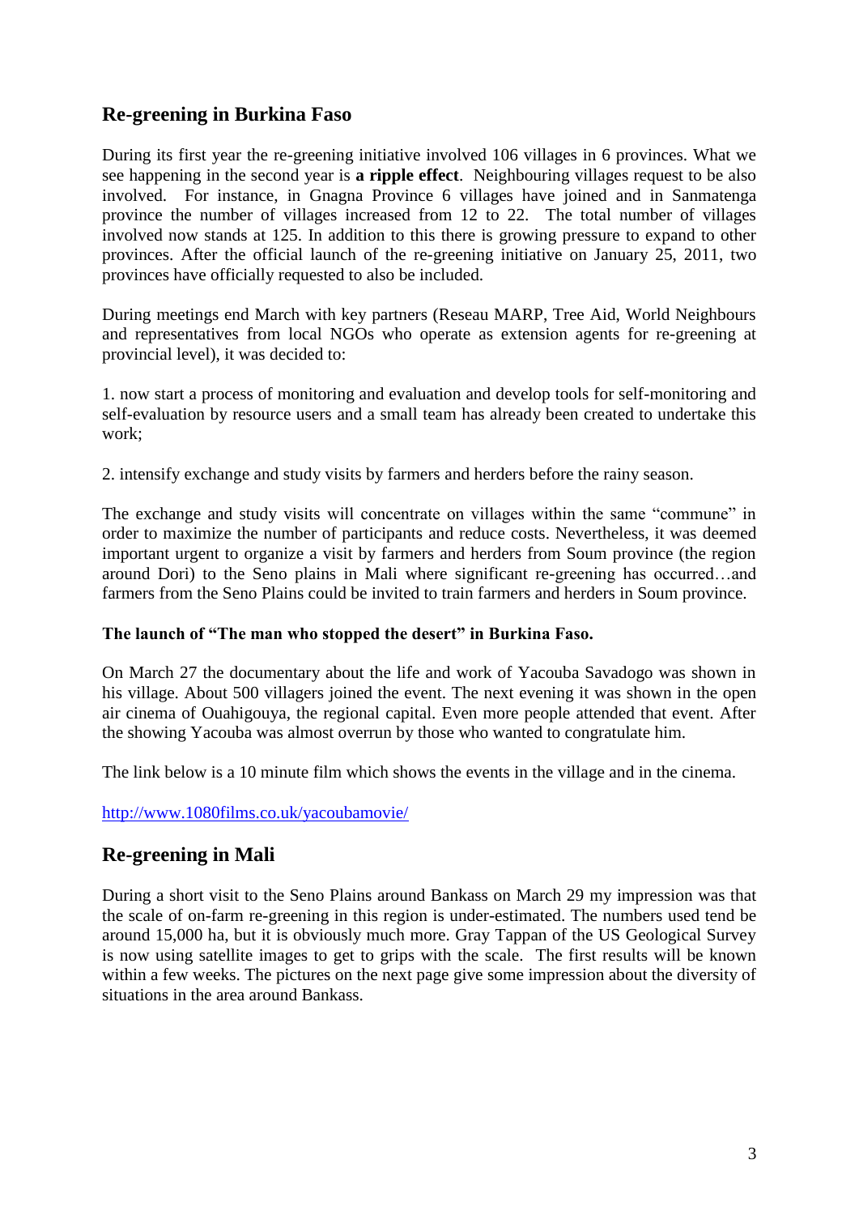## Re-greening in Burkina Faso

During its first year the re-greening initiative involved 106 villages in 6 provinces. What we see happening in the second year is **a ripple effect**. Neighbouring villages request to be also involved. For instance, in Gnagna Province 6 villages have joined and in Sanmatenga province the number of villages increased from 12 to 22. The total number of villages involved now stands at 125. In addition to this there is growing pressure to expand to other provinces. After the official launch of the re-greening initiative on January 25, 2011, two provinces have officially requested to also be included.

During meetings end March with key partners (Reseau MARP, Tree Aid, World Neighbours and representatives from local NGOs who operate as extension agents for re-greening at provincial level), it was decided to:

1. now start a process of monitoring and evaluation and develop tools for self-monitoring and self-evaluation by resource users and a small team has already been created to undertake this work;

2. intensify exchange and study visits by farmers and herders before the rainy season.

The exchange and study visits will concentrate on villages within the same "commune" in order to maximize the number of participants and reduce costs. Nevertheless, it was deemed important urgent to organize a visit by farmers and herders from Soum province (the region around Dori) to the Seno plains in Mali where significant re-greening has occurred…and farmers from the Seno Plains could be invited to train farmers and herders in Soum province.

**The launch of "The man who stopped the desert" in Burkina Faso.**

On March 27 the documentary about the life and work of Yacouba Savadogo was shown in his village. About 500 villagers joined the event. The next evening it was shown in the open air cinema of Ouahigouya, the regional capital. Even more people attended that event. After the showing Yacouba was almost overrun by those who wanted to congratulate him.

The link below is a 10 minute film which shows the events in the village and in the cinema.

http://www.1080films.co.uk/yacoubamovie/

## Re-greening in Mali

During a short visit to the Seno Plains around Bankass on March 29 my impression was that the scale of on-farm re-greening in this region is under-estimated. The numbers used tend be around 15,000 ha, but it is obviously much more. Gray Tappan of the US Geological Survey is now using satellite images to get to grips with the scale. The first results will be known within a few weeks. The pictures on the next page give some impression about the diversity of situations in the area around Bankass.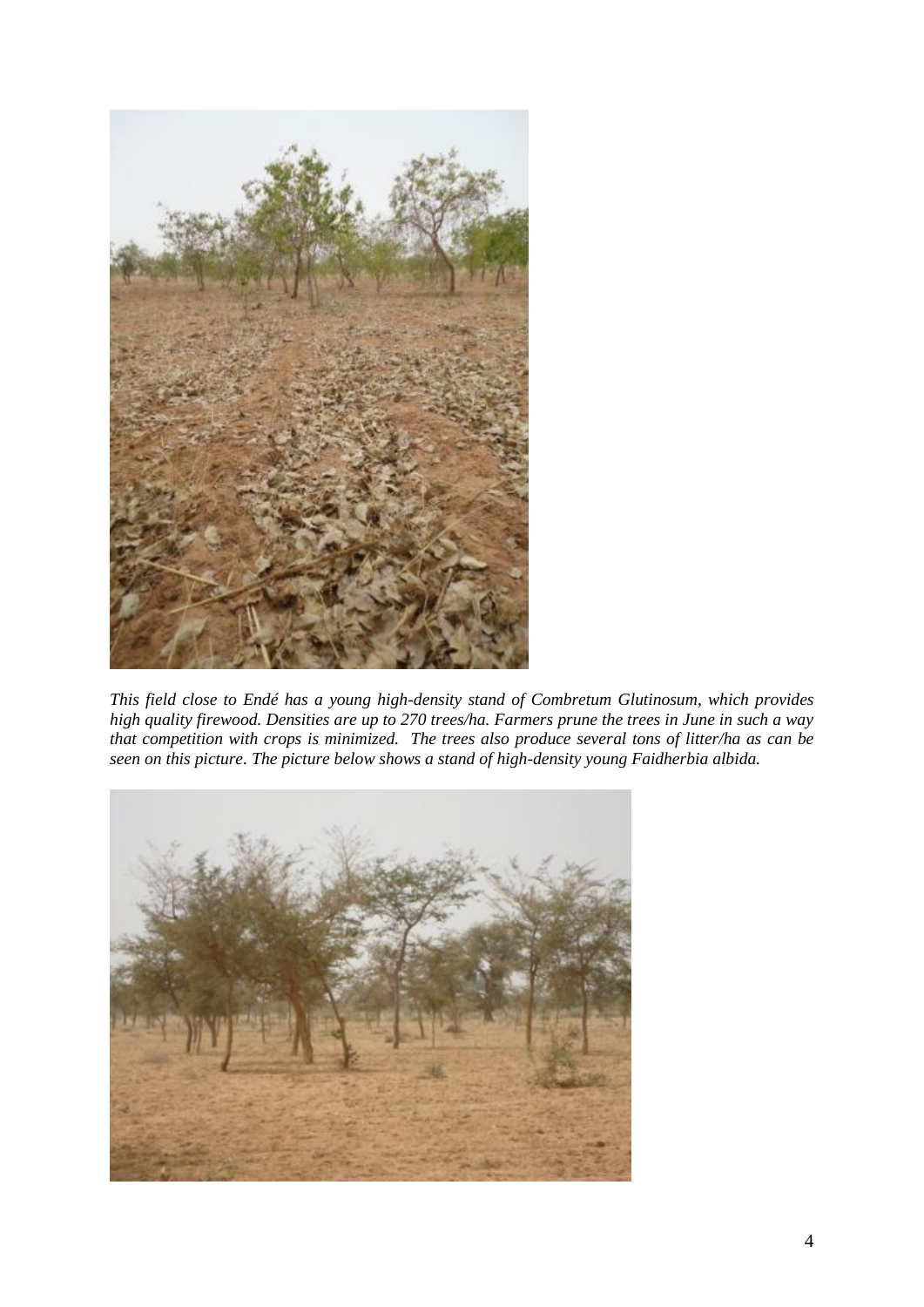*This field close to Endé has a young high-density stand of Combretum Glutinosum, which provides high quality firewood. Densities are up to 270 trees/ha. Farmers prune the trees in June in such a way that competition with crops is minimized. The trees also produce several tons of litter/ha as can be seen on this picture. The picture below shows a stand of high-density young Faidherbia albida.*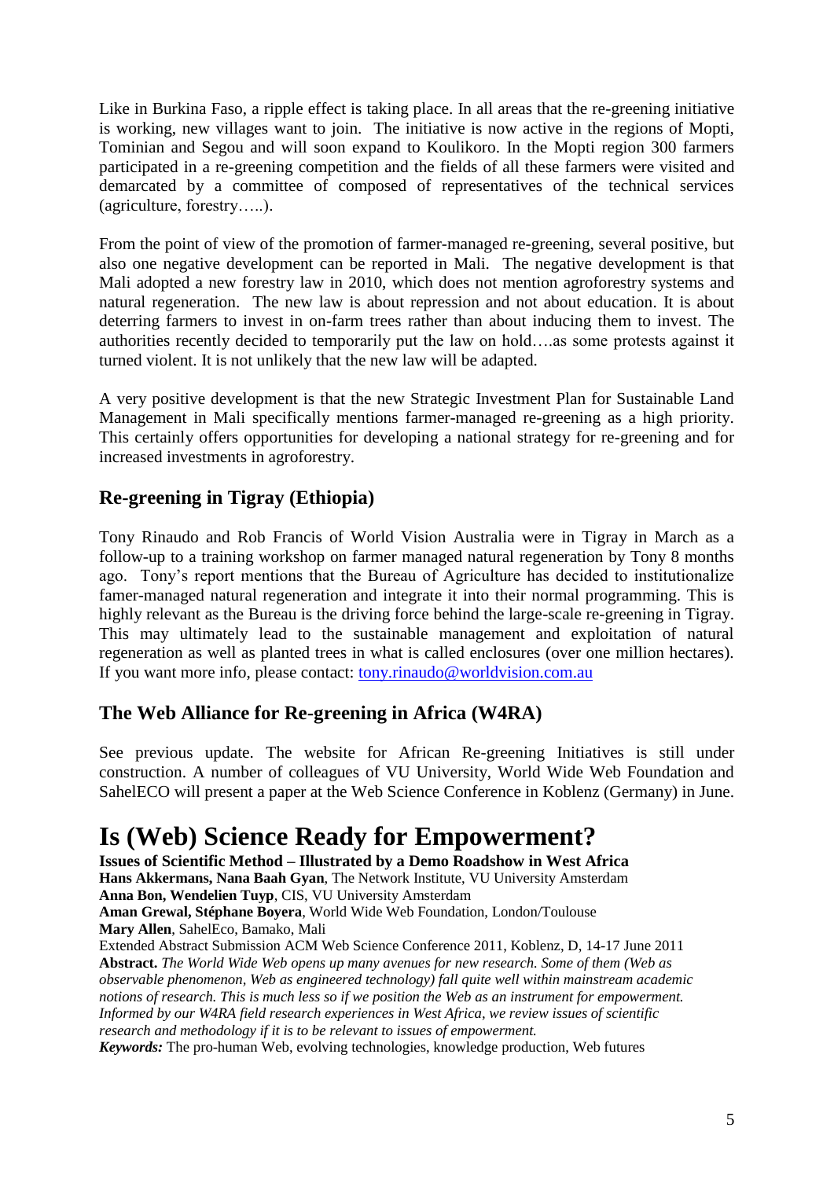Like in Burkina Faso, a ripple effect is taking place. In all areas that the re-greening initiative is working, new villages want to join. The initiative is now active in the regions of Mopti, Tominian and Segou and will soon expand to Koulikoro. In the Mopti region 300 farmers participated in a re-greening competition and the fields of all these farmers were visited and demarcated by a committee of composed of representatives of the technical services (agriculture, forestry…..).

From the point of view of the promotion of farmer-managed re-greening, several positive, but also one negative development can be reported in Mali. The negative development is that Mali adopted a new forestry law in 2010, which does not mention agroforestry systems and natural regeneration. The new law is about repression and not about education. It is about deterring farmers to invest in on-farm trees rather than about inducing them to invest. The authorities recently decided to temporarily put the law on hold….as some protests against it turned violent. It is not unlikely that the new law will be adapted.

A very positive development is that the new Strategic Investment Plan for Sustainable Land Management in Mali specifically mentions farmer-managed re-greening as a high priority. This certainly offers opportunities for developing a national strategy for re-greening and for increased investments in agroforestry.

## Re-greening in Tigray (Ethiopia)

Tony Rinaudo and Rob Francis of World Vision Australia were in Tigray in March as a follow-up to a training workshop on farmer managed natural regeneration by Tony 8 months ago. Tony's report mentions that the Bureau of Agriculture has decided to institutionalize famer-managed natural regeneration and integrate it into their normal programming. This is highly relevant as the Bureau is the driving force behind the large-scale re-greening in Tigray. This may ultimately lead to the sustainable management and exploitation of natural regeneration as well as planted trees in what is called enclosures (over one million hectares). If you want more info, please contact: tony.rinaudo@worldvision.com.au

## The Web Alliance for Re-greening in Africa (W4RA)

See previous update. The website for African Re-greening Initiatives is still under construction. A number of colleagues of VU University, World Wide Web Foundation and SahelECO will present a paper at the Web Science Conference in Koblenz (Germany) in June.

# Is (Web) Science Ready for Empowerment?

**Issues of Scientific Method – Illustrated by a Demo Roadshow in West Africa**
**Hans Akkermans, Nana Baah Gyan**, The Network Institute, VU University Amsterdam
**Anna Bon, Wendelien Tuyp**, CIS, VU University Amsterdam
**Aman Grewal, Stéphane Boyera**, World Wide Web Foundation, London/Toulouse
**Mary Allen**, SahelEco, Bamako, Mali
Extended Abstract Submission ACM Web Science Conference 2011, Koblenz, D, 14-17 June 2011

**Abstract.** *The World Wide Web opens up many avenues for new research. Some of them (Web as observable phenomenon, Web as engineered technology) fall quite well within mainstream academic notions of research. This is much less so if we position the Web as an instrument for empowerment. Informed by our W4RA field research experiences in West Africa, we review issues of scientific research and methodology if it is to be relevant to issues of empowerment.*

***Keywords:*** The pro-human Web, evolving technologies, knowledge production, Web futures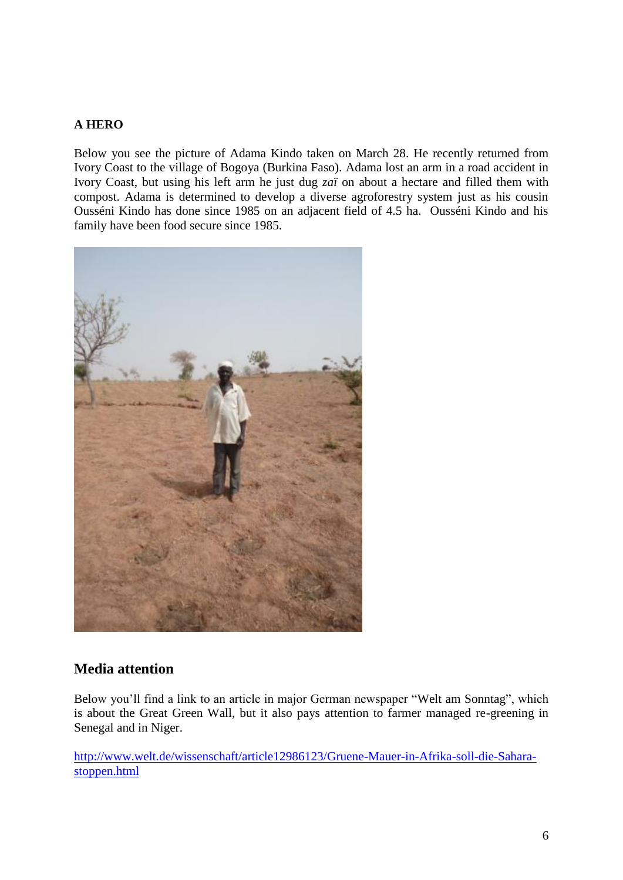**A HERO**

Below you see the picture of Adama Kindo taken on March 28. He recently returned from Ivory Coast to the village of Bogoya (Burkina Faso). Adama lost an arm in a road accident in Ivory Coast, but using his left arm he just dug *zaï* on about a hectare and filled them with compost. Adama is determined to develop a diverse agroforestry system just as his cousin Ousséni Kindo has done since 1985 on an adjacent field of 4.5 ha. Ousséni Kindo and his family have been food secure since 1985.

## Media attention

Below you'll find a link to an article in major German newspaper "Welt am Sonntag", which is about the Great Green Wall, but it also pays attention to farmer managed re-greening in Senegal and in Niger.

[http://www.welt.de/wissenschaft/article12986123/Gruene-Mauer-in-Afrika-soll-die-Sahara-stoppen.html](http://www.welt.de/wissenschaft/article12986123/Gruene-Mauer-in-Afrika-soll-die-Sahara-stoppen.html)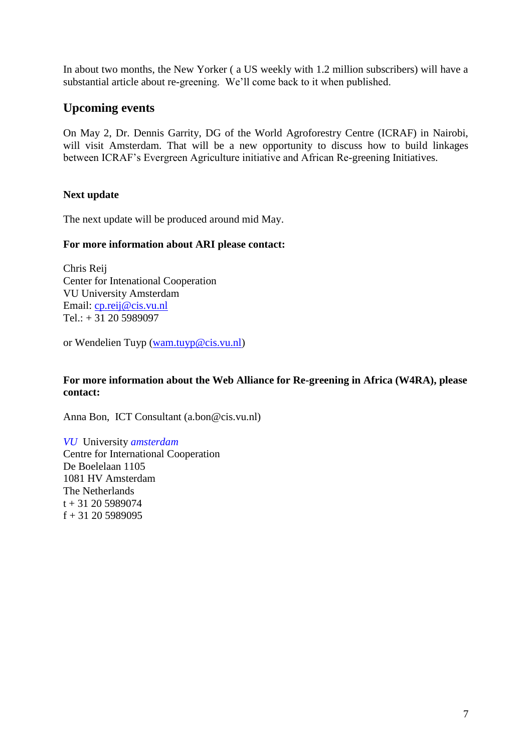In about two months, the New Yorker ( a US weekly with 1.2 million subscribers) will have a substantial article about re-greening. We'll come back to it when published.

## Upcoming events

On May 2, Dr. Dennis Garrity, DG of the World Agroforestry Centre (ICRAF) in Nairobi, will visit Amsterdam. That will be a new opportunity to discuss how to build linkages between ICRAF's Evergreen Agriculture initiative and African Re-greening Initiatives.

### Next update

The next update will be produced around mid May.

**For more information about ARI please contact:**

Chris Reij
Center for Intenational Cooperation
VU University Amsterdam
Email: cp.reij@cis.vu.nl
Tel.: + 31 20 5989097

or Wendelien Tuyp (wam.tuyp@cis.vu.nl)

**For more information about the Web Alliance for Re-greening in Africa (W4RA), please contact:**

Anna Bon, ICT Consultant (a.bon@cis.vu.nl)

*VU* University *amsterdam*
Centre for International Cooperation
De Boelelaan 1105
1081 HV Amsterdam
The Netherlands
t + 31 20 5989074
f + 31 20 5989095